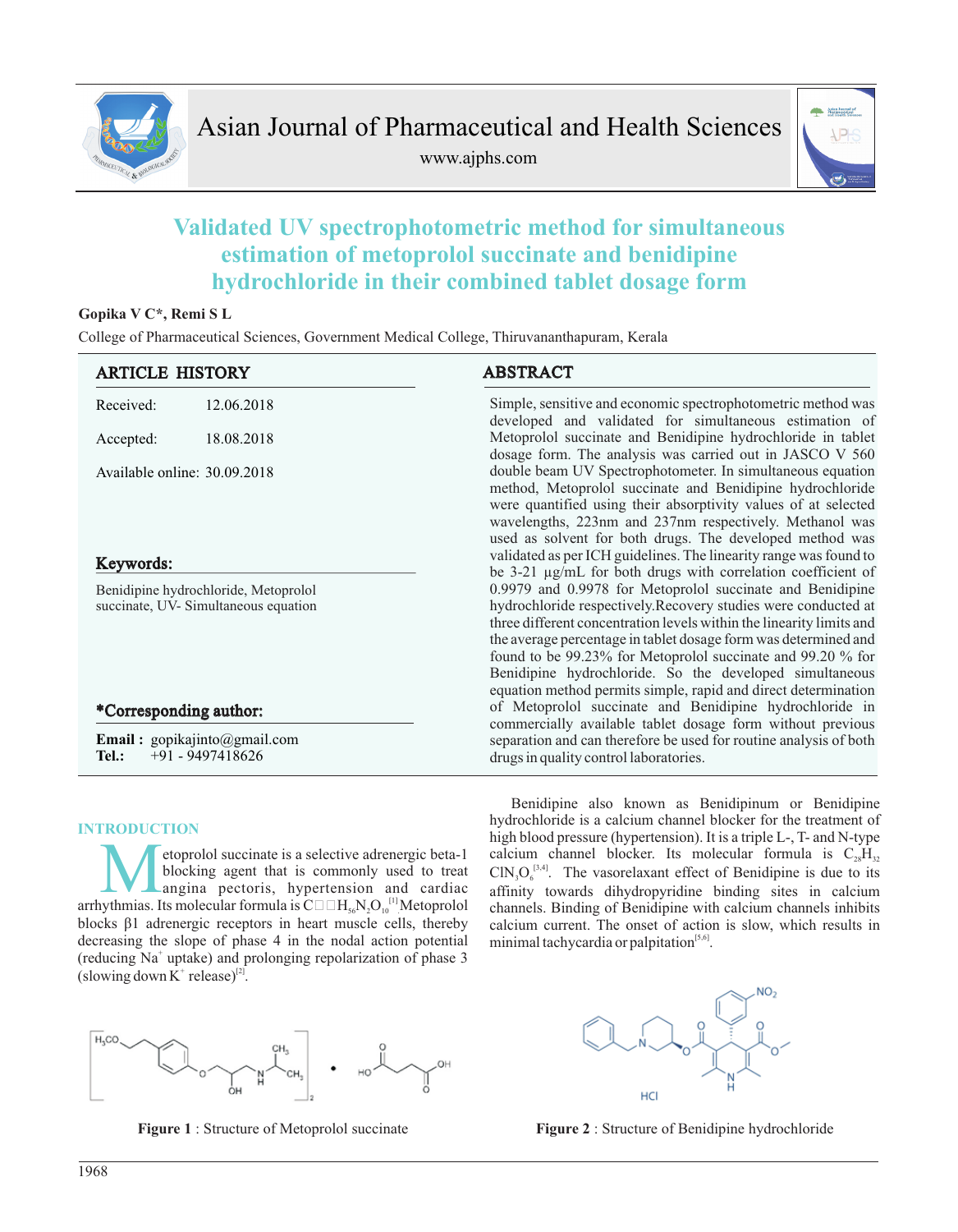Asian Journal of Pharmaceutical and Health Sciences

www.ajphs.com

# Validated UV spectrophotometric method for simultaneous estimation of metoprolol succinate and benidipine hydrochloride in their combined tablet dosage form

**Gopika V C\*, Remi S L**

College of Pharmaceutical Sciences, Government Medical College, Thiruvananthapuram, Kerala

## ARTICLE HISTORY

Received: 12.06.2018

Accepted: 18.08.2018

Available online: 30.09.2018

## Keywords:

Benidipine hydrochloride, Metoprolol succinate, UV- Simultaneous equation

## \*Corresponding author:

**Email :** gopikajinto@gmail.com
**Tel.:** +91 - 9497418626

## ABSTRACT

Simple, sensitive and economic spectrophotometric method was developed and validated for simultaneous estimation of Metoprolol succinate and Benidipine hydrochloride in tablet dosage form. The analysis was carried out in JASCO V 560 double beam UV Spectrophotometer. In simultaneous equation method, Metoprolol succinate and Benidipine hydrochloride were quantified using their absorptivity values of at selected wavelengths, 223nm and 237nm respectively. Methanol was used as solvent for both drugs. The developed method was validated as per ICH guidelines. The linearity range was found to be 3-21 µg/mL for both drugs with correlation coefficient of 0.9979 and 0.9978 for Metoprolol succinate and Benidipine hydrochloride respectively.Recovery studies were conducted at three different concentration levels within the linearity limits and the average percentage in tablet dosage form was determined and found to be 99.23% for Metoprolol succinate and 99.20 % for Benidipine hydrochloride. So the developed simultaneous equation method permits simple, rapid and direct determination of Metoprolol succinate and Benidipine hydrochloride in commercially available tablet dosage form without previous separation and can therefore be used for routine analysis of both drugs in quality control laboratories.

## INTRODUCTION

Metoprolol succinate is a selective adrenergic beta-1 blocking agent that is commonly used to treat angina pectoris, hypertension and cardiac arrhythmias. Its molecular formula is $C_{34}H_{56}N_2O_{10}$[1].Metoprolol blocks β1 adrenergic receptors in heart muscle cells, thereby decreasing the slope of phase 4 in the nodal action potential (reducing $Na^+$ uptake) and prolonging repolarization of phase 3 (slowing down $K^+$ release)[2].

Benidipine also known as Benidipinum or Benidipine hydrochloride is a calcium channel blocker for the treatment of high blood pressure (hypertension). It is a triple L-, T- and N-type calcium channel blocker. Its molecular formula is $C_{28}H_{32}ClN_3O_6$[3,4]. The vasorelaxant effect of Benidipine is due to its affinity towards dihydropyridine binding sites in calcium channels. Binding of Benidipine with calcium channels inhibits calcium current. The onset of action is slow, which results in minimal tachycardia or palpitation[5,6].

**Figure 1** : Structure of Metoprolol succinate

**Figure 2** : Structure of Benidipine hydrochloride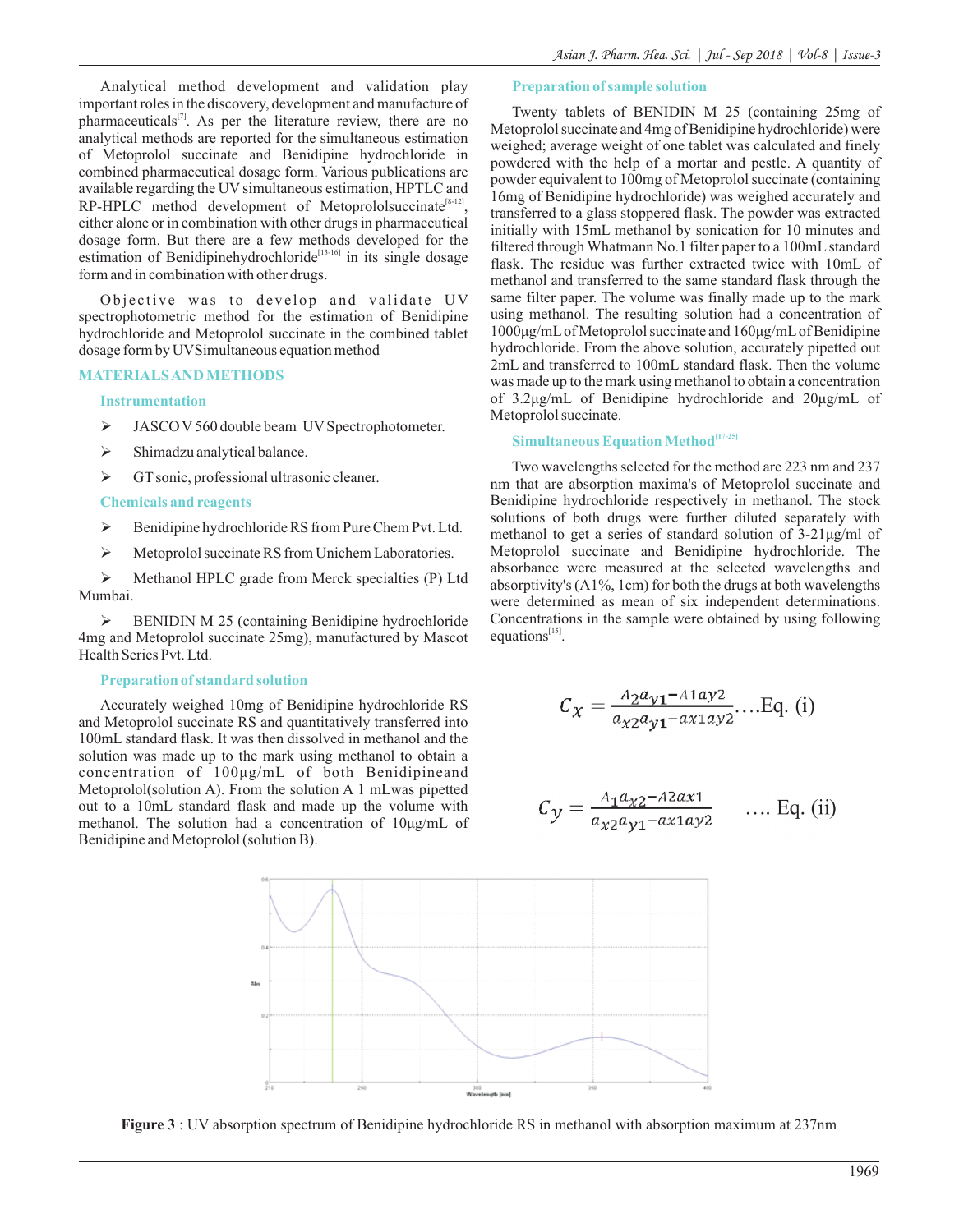Analytical method development and validation play important roles in the discovery, development and manufacture of pharmaceuticals[7]. As per the literature review, there are no analytical methods are reported for the simultaneous estimation of Metoprolol succinate and Benidipine hydrochloride in combined pharmaceutical dosage form. Various publications are available regarding the UV simultaneous estimation, HPTLC and RP-HPLC method development of Metoprololsuccinate[8-12], either alone or in combination with other drugs in pharmaceutical dosage form. But there are a few methods developed for the estimation of Benidipinehydrochloride[13-16] in its single dosage form and in combination with other drugs.

Objective was to develop and validate UV spectrophotometric method for the estimation of Benidipine hydrochloride and Metoprolol succinate in the combined tablet dosage form by UV Simultaneous equation method

## MATERIALS AND METHODS

### Instrumentation

- JASCO V 560 double beam UV Spectrophotometer.
- Shimadzu analytical balance.
- GT sonic, professional ultrasonic cleaner.

### Chemicals and reagents

- Benidipine hydrochloride RS from Pure Chem Pvt. Ltd.
- Metoprolol succinate RS from Unichem Laboratories.
- Methanol HPLC grade from Merck specialties (P) Ltd Mumbai.
- BENIDIN M 25 (containing Benidipine hydrochloride 4mg and Metoprolol succinate 25mg), manufactured by Mascot Health Series Pvt. Ltd.

### Preparation of standard solution

Accurately weighed 10mg of Benidipine hydrochloride RS and Metoprolol succinate RS and quantitatively transferred into 100mL standard flask. It was then dissolved in methanol and the solution was made up to the mark using methanol to obtain a concentration of 100µg/mL of both Benidipineand Metoprolol(solution A). From the solution A 1 mLwas pipetted out to a 10mL standard flask and made up the volume with methanol. The solution had a concentration of 10µg/mL of Benidipine and Metoprolol (solution B).

### Preparation of sample solution

Twenty tablets of BENIDIN M 25 (containing 25mg of Metoprolol succinate and 4mg of Benidipine hydrochloride) were weighed; average weight of one tablet was calculated and finely powdered with the help of a mortar and pestle. A quantity of powder equivalent to 100mg of Metoprolol succinate (containing 16mg of Benidipine hydrochloride) was weighed accurately and transferred to a glass stoppered flask. The powder was extracted initially with 15mL methanol by sonication for 10 minutes and filtered through Whatmann No.1 filter paper to a 100mL standard flask. The residue was further extracted twice with 10mL of methanol and transferred to the same standard flask through the same filter paper. The volume was finally made up to the mark using methanol. The resulting solution had a concentration of 1000µg/mL of Metoprolol succinate and 160µg/mL of Benidipine hydrochloride. From the above solution, accurately pipetted out 2mL and transferred to 100mL standard flask. Then the volume was made up to the mark using methanol to obtain a concentration of 3.2µg/mL of Benidipine hydrochloride and 20µg/mL of Metoprolol succinate.

### Simultaneous Equation Method[17-25]

Two wavelengths selected for the method are 223 nm and 237 nm that are absorption maxima's of Metoprolol succinate and Benidipine hydrochloride respectively in methanol. The stock solutions of both drugs were further diluted separately with methanol to get a series of standard solution of 3-21µg/ml of Metoprolol succinate and Benidipine hydrochloride. The absorbance were measured at the selected wavelengths and absorptivity's (A1%, 1cm) for both the drugs at both wavelengths were determined as mean of six independent determinations. Concentrations in the sample were obtained by using following equations[15].

$$C_x = \frac{A_2 a_{y1} - A1 ay2}{a_{x2} a_{y1} - ax1 ay2} \quad \text{....Eq. (i)}$$

$$C_y = \frac{A_1 a_{x2} - A2 ax1}{a_{x2} a_{y1} - ax1 ay2} \quad \text{.... Eq. (ii)}$$

**Figure 3** : UV absorption spectrum of Benidipine hydrochloride RS in methanol with absorption maximum at 237nm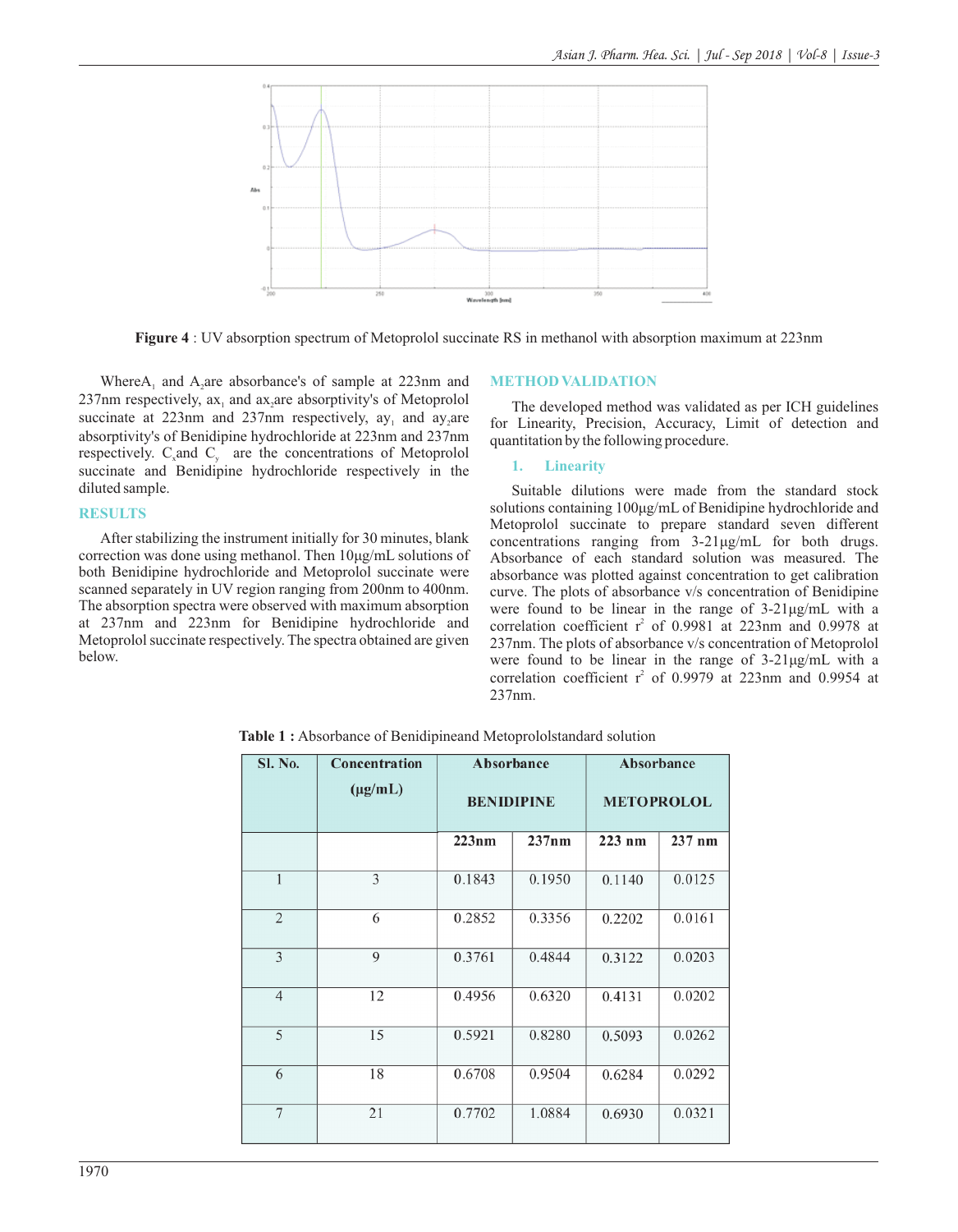Figure 4 : UV absorption spectrum of Metoprolol succinate RS in methanol with absorption maximum at 223nm

Where $A_1$ and $A_2$ are absorbance's of sample at 223nm and 237nm respectively, $ax_1$ and $ax_2$ are absorptivity's of Metoprolol succinate at 223nm and 237nm respectively, $ay_1$ and $ay_2$ are absorptivity's of Benidipine hydrochloride at 223nm and 237nm respectively. $C_x$ and $C_y$ are the concentrations of Metoprolol succinate and Benidipine hydrochloride respectively in the diluted sample.

## RESULTS

After stabilizing the instrument initially for 30 minutes, blank correction was done using methanol. Then 10µg/mL solutions of both Benidipine hydrochloride and Metoprolol succinate were scanned separately in UV region ranging from 200nm to 400nm. The absorption spectra were observed with maximum absorption at 237nm and 223nm for Benidipine hydrochloride and Metoprolol succinate respectively. The spectra obtained are given below.

## METHOD VALIDATION

The developed method was validated as per ICH guidelines for Linearity, Precision, Accuracy, Limit of detection and quantitation by the following procedure.

### 1. Linearity

Suitable dilutions were made from the standard stock solutions containing 100µg/mL of Benidipine hydrochloride and Metoprolol succinate to prepare standard seven different concentrations ranging from 3-21µg/mL for both drugs. Absorbance of each standard solution was measured. The absorbance was plotted against concentration to get calibration curve. The plots of absorbance v/s concentration of Benidipine were found to be linear in the range of 3-21µg/mL with a correlation coefficient $r^2$ of 0.9981 at 223nm and 0.9978 at 237nm. The plots of absorbance v/s concentration of Metoprolol were found to be linear in the range of 3-21µg/mL with a correlation coefficient $r^2$ of 0.9979 at 223nm and 0.9954 at 237nm.

**Table 1 :** Absorbance of Benidipineand Metoprololstandard solution

| Sl. No. | Concentration (µg/mL) | Absorbance BENIDIPINE | | Absorbance METOPROLOL | |
|---|---|---|---|---|---|
| | | 223nm | 237nm | 223 nm | 237 nm |
| 1 | 3 | 0.1843 | 0.1950 | 0.1140 | 0.0125 |
| 2 | 6 | 0.2852 | 0.3356 | 0.2202 | 0.0161 |
| 3 | 9 | 0.3761 | 0.4844 | 0.3122 | 0.0203 |
| 4 | 12 | 0.4956 | 0.6320 | 0.4131 | 0.0202 |
| 5 | 15 | 0.5921 | 0.8280 | 0.5093 | 0.0262 |
| 6 | 18 | 0.6708 | 0.9504 | 0.6284 | 0.0292 |
| 7 | 21 | 0.7702 | 1.0884 | 0.6930 | 0.0321 |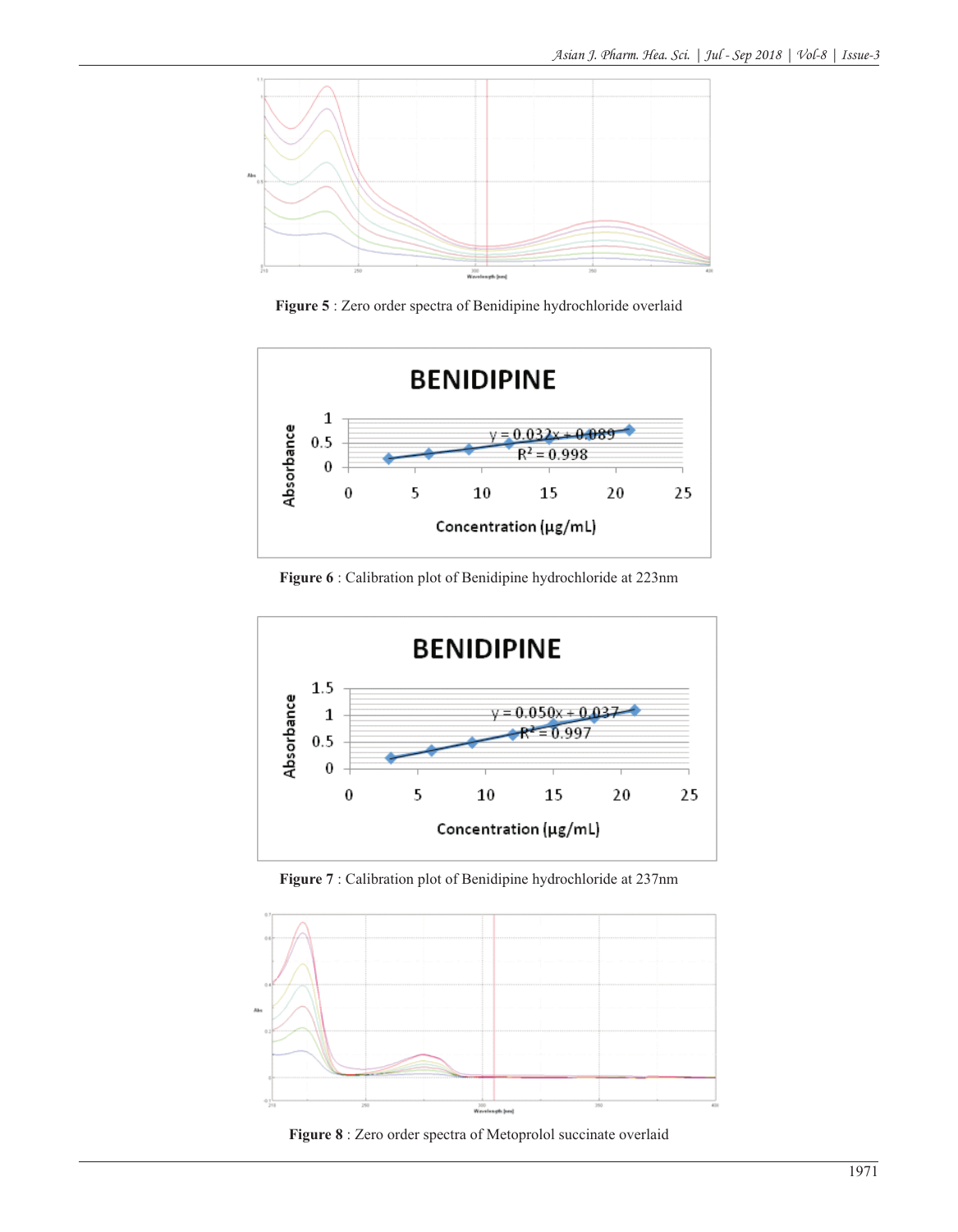Figure 5 : Zero order spectra of Benidipine hydrochloride overlaid

Figure 6 : Calibration plot of Benidipine hydrochloride at 223nm

Figure 7 : Calibration plot of Benidipine hydrochloride at 237nm

Figure 8 : Zero order spectra of Metoprolol succinate overlaid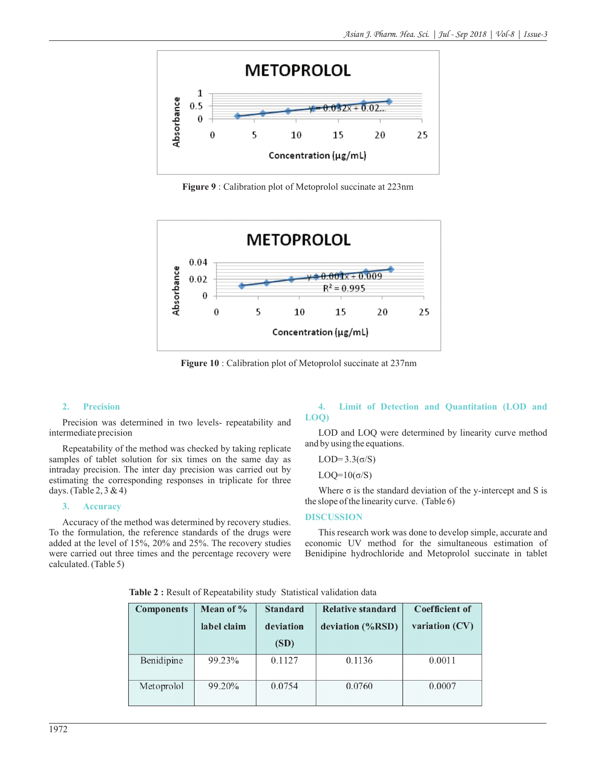Figure 9 : Calibration plot of Metoprolol succinate at 223nm

Figure 10 : Calibration plot of Metoprolol succinate at 237nm

### 2. Precision

Precision was determined in two levels- repeatability and intermediate precision

Repeatability of the method was checked by taking replicate samples of tablet solution for six times on the same day as intraday precision. The inter day precision was carried out by estimating the corresponding responses in triplicate for three days. (Table 2, 3 & 4)

### 3. Accuracy

Accuracy of the method was determined by recovery studies. To the formulation, the reference standards of the drugs were added at the level of 15%, 20% and 25%. The recovery studies were carried out three times and the percentage recovery were calculated. (Table 5)

### 4. Limit of Detection and Quantitation (LOD and LOQ)

LOD and LOQ were determined by linearity curve method and by using the equations.

LOD= 3.3(σ/S)

LOQ=10(σ/S)

Where σ is the standard deviation of the y-intercept and S is the slope of the linearity curve. (Table 6)

## DISCUSSION

This research work was done to develop simple, accurate and economic UV method for the simultaneous estimation of Benidipine hydrochloride and Metoprolol succinate in tablet

**Table 2 :** Result of Repeatability study Statistical validation data

| Components | Mean of % label claim | Standard deviation (SD) | Relative standard deviation (%RSD) | Coefficient of variation (CV) |
|---|---|---|---|---|
| Benidipine | 99.23% | 0.1127 | 0.1136 | 0.0011 |
| Metoprolol | 99.20% | 0.0754 | 0.0760 | 0.0007 |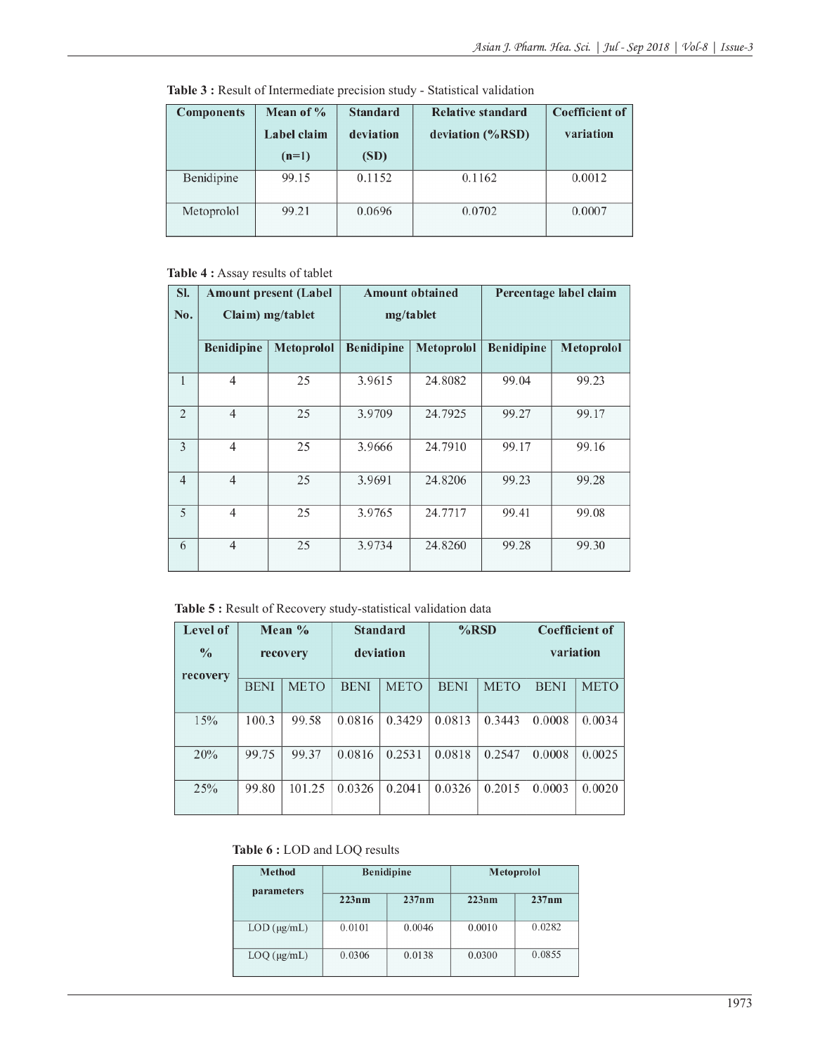**Table 3 :** Result of Intermediate precision study - Statistical validation

| Components | Mean of % Label claim (n=1) | Standard deviation (SD) | Relative standard deviation (%RSD) | Coefficient of variation |
|---|---|---|---|---|
| Benidipine | 99.15 | 0.1152 | 0.1162 | 0.0012 |
| Metoprolol | 99.21 | 0.0696 | 0.0702 | 0.0007 |

**Table 4 :** Assay results of tablet

| Sl. No. | Amount present (Label Claim) mg/tablet | | Amount obtained mg/tablet | | Percentage label claim | |
|---|---|---|---|---|---|---|
| | Benidipine | Metoprolol | Benidipine | Metoprolol | Benidipine | Metoprolol |
| 1 | 4 | 25 | 3.9615 | 24.8082 | 99.04 | 99.23 |
| 2 | 4 | 25 | 3.9709 | 24.7925 | 99.27 | 99.17 |
| 3 | 4 | 25 | 3.9666 | 24.7910 | 99.17 | 99.16 |
| 4 | 4 | 25 | 3.9691 | 24.8206 | 99.23 | 99.28 |
| 5 | 4 | 25 | 3.9765 | 24.7717 | 99.41 | 99.08 |
| 6 | 4 | 25 | 3.9734 | 24.8260 | 99.28 | 99.30 |

**Table 5 :** Result of Recovery study-statistical validation data

| Level of % recovery | Mean % recovery | | Standard deviation | | %RSD | | Coefficient of variation | |
|---|---|---|---|---|---|---|---|---|
| | BENI | METO | BENI | METO | BENI | METO | BENI | METO |
| 15% | 100.3 | 99.58 | 0.0816 | 0.3429 | 0.0813 | 0.3443 | 0.0008 | 0.0034 |
| 20% | 99.75 | 99.37 | 0.0816 | 0.2531 | 0.0818 | 0.2547 | 0.0008 | 0.0025 |
| 25% | 99.80 | 101.25 | 0.0326 | 0.2041 | 0.0326 | 0.2015 | 0.0003 | 0.0020 |

**Table 6 :** LOD and LOQ results

| Method parameters | Benidipine | | Metoprolol | |
|---|---|---|---|---|
| | 223nm | 237nm | 223nm | 237nm |
| LOD (μg/mL) | 0.0101 | 0.0046 | 0.0010 | 0.0282 |
| LOQ (μg/mL) | 0.0306 | 0.0138 | 0.0300 | 0.0855 |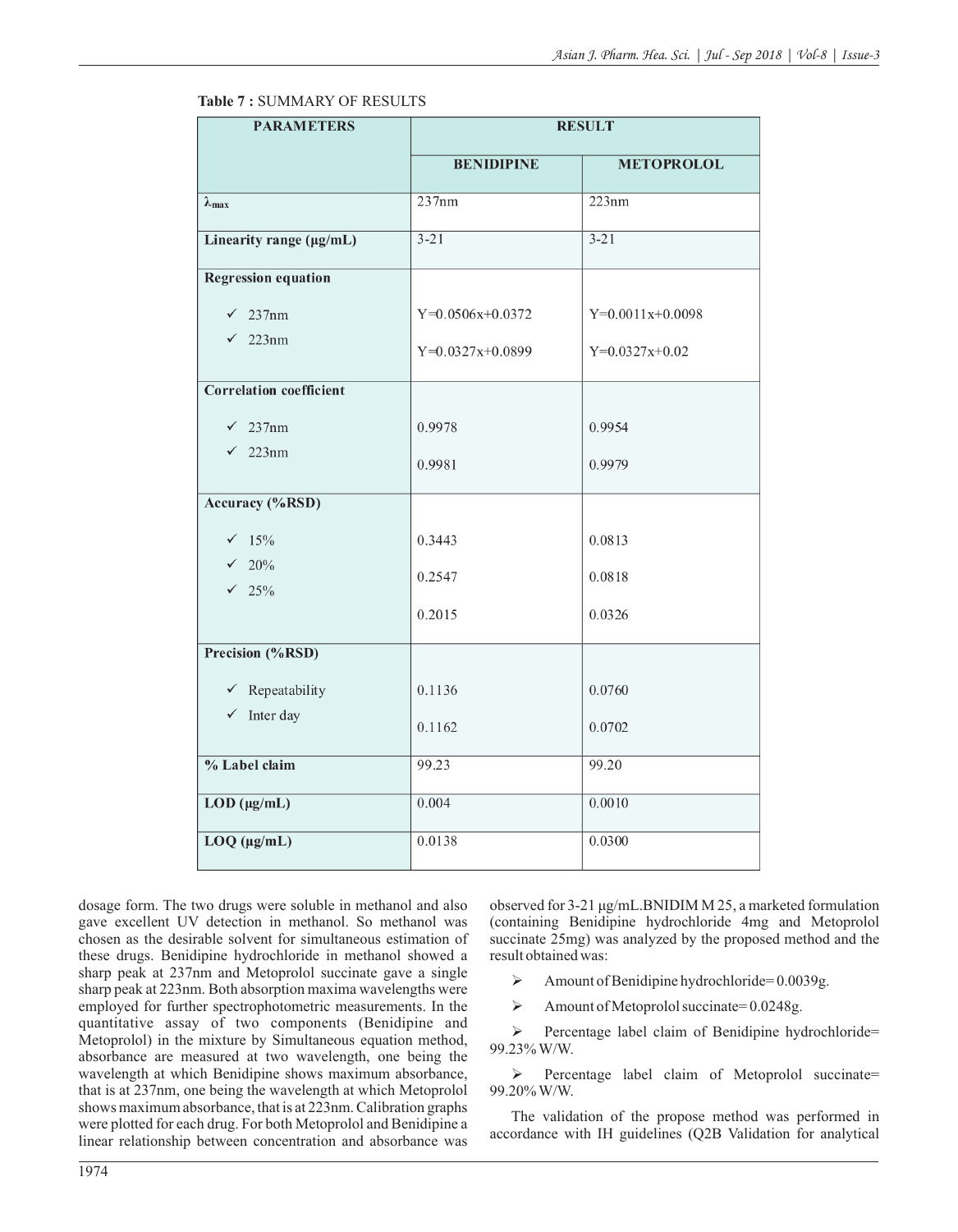**Table 7 :** SUMMARY OF RESULTS

| PARAMETERS | RESULT | |
|---|---|---|
| | BENIDIPINE | METOPROLOL |
| $\lambda_{max}$ | 237nm | 223nm |
| Linearity range (µg/mL) | 3-21 | 3-21 |
| **Regression equation** | | |
| ✓ 237nm | Y=0.0506x+0.0372 | Y=0.0011x+0.0098 |
| ✓ 223nm | Y=0.0327x+0.0899 | Y=0.0327x+0.02 |
| **Correlation coefficient** | | |
| ✓ 237nm | 0.9978 | 0.9954 |
| ✓ 223nm | 0.9981 | 0.9979 |
| **Accuracy (%RSD)** | | |
| ✓ 15% | 0.3443 | 0.0813 |
| ✓ 20% | 0.2547 | 0.0818 |
| ✓ 25% | 0.2015 | 0.0326 |
| **Precision (%RSD)** | | |
| ✓ Repeatability | 0.1136 | 0.0760 |
| ✓ Inter day | 0.1162 | 0.0702 |
| % Label claim | 99.23 | 99.20 |
| LOD (µg/mL) | 0.004 | 0.0010 |
| LOQ (µg/mL) | 0.0138 | 0.0300 |

dosage form. The two drugs were soluble in methanol and also gave excellent UV detection in methanol. So methanol was chosen as the desirable solvent for simultaneous estimation of these drugs. Benidipine hydrochloride in methanol showed a sharp peak at 237nm and Metoprolol succinate gave a single sharp peak at 223nm. Both absorption maxima wavelengths were employed for further spectrophotometric measurements. In the quantitative assay of two components (Benidipine and Metoprolol) in the mixture by Simultaneous equation method, absorbance are measured at two wavelength, one being the wavelength at which Benidipine shows maximum absorbance, that is at 237nm, one being the wavelength at which Metoprolol shows maximum absorbance, that is at 223nm. Calibration graphs were plotted for each drug. For both Metoprolol and Benidipine a linear relationship between concentration and absorbance was observed for 3-21 µg/mL.BNIDIM M 25, a marketed formulation (containing Benidipine hydrochloride 4mg and Metoprolol succinate 25mg) was analyzed by the proposed method and the result obtained was:

- Amount of Benidipine hydrochloride= 0.0039g.
- Amount of Metoprolol succinate= 0.0248g.
- Percentage label claim of Benidipine hydrochloride= 99.23% W/W.
- Percentage label claim of Metoprolol succinate= 99.20% W/W.

The validation of the propose method was performed in accordance with IH guidelines (Q2B Validation for analytical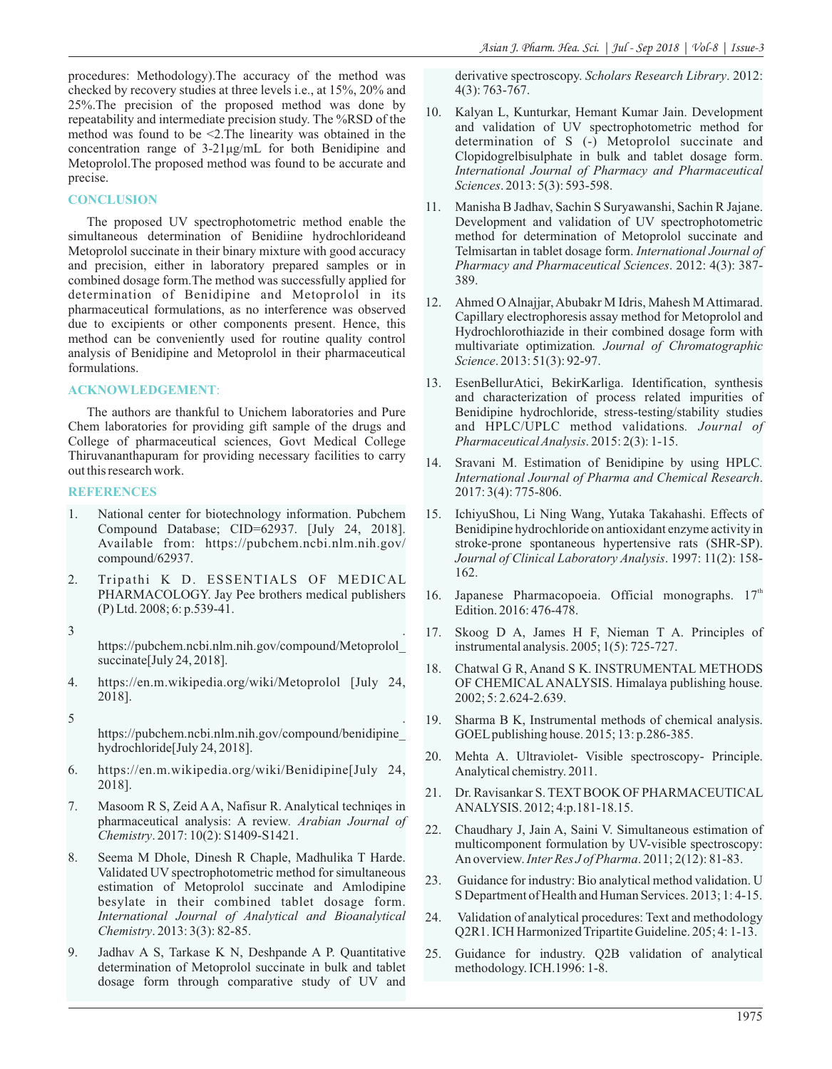procedures: Methodology).The accuracy of the method was checked by recovery studies at three levels i.e., at 15%, 20% and 25%.The precision of the proposed method was done by repeatability and intermediate precision study. The %RSD of the method was found to be <2.The linearity was obtained in the concentration range of 3-21μg/mL for both Benidipine and Metoprolol.The proposed method was found to be accurate and precise.

## CONCLUSION

The proposed UV spectrophotometric method enable the simultaneous determination of Benidiine hydrochlorideand Metoprolol succinate in their binary mixture with good accuracy and precision, either in laboratory prepared samples or in combined dosage form.The method was successfully applied for determination of Benidipine and Metoprolol in its pharmaceutical formulations, as no interference was observed due to excipients or other components present. Hence, this method can be conveniently used for routine quality control analysis of Benidipine and Metoprolol in their pharmaceutical formulations.

## ACKNOWLEDGEMENT:

The authors are thankful to Unichem laboratories and Pure Chem laboratories for providing gift sample of the drugs and College of pharmaceutical sciences, Govt Medical College Thiruvananthapuram for providing necessary facilities to carry out this research work.

## REFERENCES

1. National center for biotechnology information. Pubchem Compound Database; CID=62937. [July 24, 2018]. Available from: https://pubchem.ncbi.nlm.nih.gov/compound/62937.
2. Tripathi K D. ESSENTIALS OF MEDICAL PHARMACOLOGY. Jay Pee brothers medical publishers (P) Ltd. 2008; 6: p.539-41.
3. https://pubchem.ncbi.nlm.nih.gov/compound/Metoprolol_succinate[July 24, 2018].
4. https://en.m.wikipedia.org/wiki/Metoprolol [July 24, 2018].
5. https://pubchem.ncbi.nlm.nih.gov/compound/benidipine_hydrochloride[July 24, 2018].
6. https://en.m.wikipedia.org/wiki/Benidipine[July 24, 2018].
7. Masoom R S, Zeid A A, Nafisur R. Analytical techniqes in pharmaceutical analysis: A review. *Arabian Journal of Chemistry*. 2017: 10(2): S1409-S1421.
8. Seema M Dhole, Dinesh R Chaple, Madhulika T Harde. Validated UV spectrophotometric method for simultaneous estimation of Metoprolol succinate and Amlodipine besylate in their combined tablet dosage form. *International Journal of Analytical and Bioanalytical Chemistry*. 2013: 3(3): 82-85.
9. Jadhav A S, Tarkase K N, Deshpande A P. Quantitative determination of Metoprolol succinate in bulk and tablet dosage form through comparative study of UV and derivative spectroscopy. *Scholars Research Library*. 2012: 4(3): 763-767.
10. Kalyan L, Kunturkar, Hemant Kumar Jain. Development and validation of UV spectrophotometric method for determination of S (-) Metoprolol succinate and Clopidogrelbisulphate in bulk and tablet dosage form. *International Journal of Pharmacy and Pharmaceutical Sciences*. 2013: 5(3): 593-598.
11. Manisha B Jadhav, Sachin S Suryawanshi, Sachin R Jajane. Development and validation of UV spectrophotometric method for determination of Metoprolol succinate and Telmisartan in tablet dosage form. *International Journal of Pharmacy and Pharmaceutical Sciences*. 2012: 4(3): 387-389.
12. Ahmed O Alnajjar, Abubakr M Idris, Mahesh M Attimarad. Capillary electrophoresis assay method for Metoprolol and Hydrochlorothiazide in their combined dosage form with multivariate optimization. *Journal of Chromatographic Science*. 2013: 51(3): 92-97.
13. EsenBellurAtici, BekirKarliga. Identification, synthesis and characterization of process related impurities of Benidipine hydrochloride, stress-testing/stability studies and HPLC/UPLC method validations. *Journal of Pharmaceutical Analysis*. 2015: 2(3): 1-15.
14. Sravani M. Estimation of Benidipine by using HPLC. *International Journal of Pharma and Chemical Research*. 2017: 3(4): 775-806.
15. IchiyuShou, Li Ning Wang, Yutaka Takahashi. Effects of Benidipine hydrochloride on antioxidant enzyme activity in stroke-prone spontaneous hypertensive rats (SHR-SP). *Journal of Clinical Laboratory Analysis*. 1997: 11(2): 158-162.
16. Japanese Pharmacopoeia. Official monographs. 17th Edition. 2016: 476-478.
17. Skoog D A, James H F, Nieman T A. Principles of instrumental analysis. 2005; 1(5): 725-727.
18. Chatwal G R, Anand S K. INSTRUMENTAL METHODS OF CHEMICAL ANALYSIS. Himalaya publishing house. 2002; 5: 2.624-2.639.
19. Sharma B K, Instrumental methods of chemical analysis. GOEL publishing house. 2015; 13: p.286-385.
20. Mehta A. Ultraviolet- Visible spectroscopy- Principle. Analytical chemistry. 2011.
21. Dr. Ravisankar S. TEXT BOOK OF PHARMACEUTICAL ANALYSIS. 2012; 4:p.181-18.15.
22. Chaudhary J, Jain A, Saini V. Simultaneous estimation of multicomponent formulation by UV-visible spectroscopy: An overview. *Inter Res J of Pharma*. 2011; 2(12): 81-83.
23. Guidance for industry: Bio analytical method validation. U S Department of Health and Human Services. 2013; 1: 4-15.
24. Validation of analytical procedures: Text and methodology Q2R1. ICH Harmonized Tripartite Guideline. 205; 4: 1-13.
25. Guidance for industry. Q2B validation of analytical methodology. ICH.1996: 1-8.